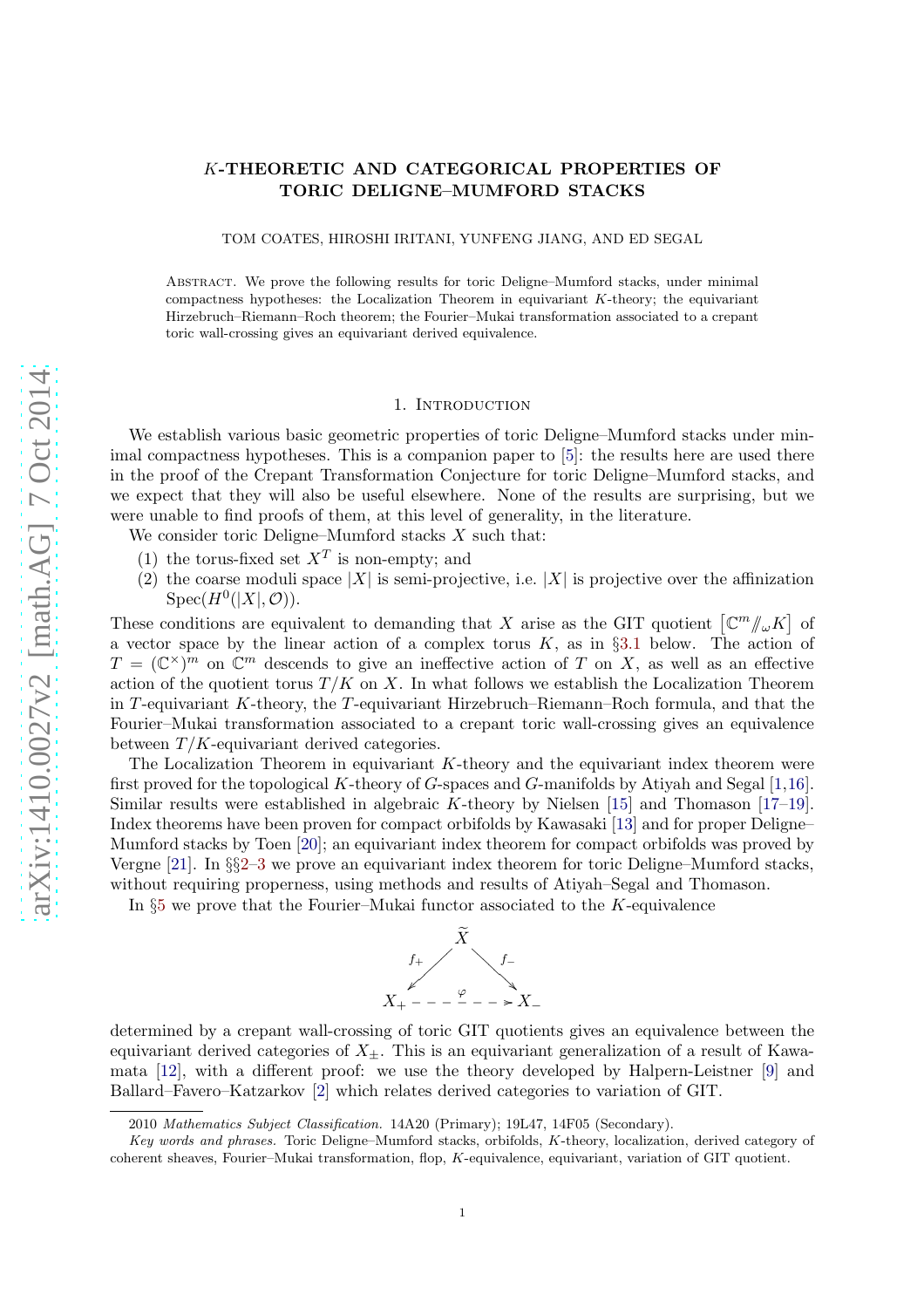# $K$-THEORETIC AND CATEGORICAL PROPERTIES OF TORIC DELIGNE–MUMFORD STACKS

TOM COATES, HIROSHI IRITANI, YUNFENG JIANG, AND ED SEGAL

Abstract. We prove the following results for toric Deligne–Mumford stacks, under minimal compactness hypotheses: the Localization Theorem in equivariant $K$-theory; the equivariant Hirzebruch–Riemann–Roch theorem; the Fourier–Mukai transformation associated to a crepant toric wall-crossing gives an equivariant derived equivalence.

## 1. Introduction

We establish various basic geometric properties of toric Deligne–Mumford stacks under minimal compactness hypotheses. This is a companion paper to [5]: the results here are used there in the proof of the Crepant Transformation Conjecture for toric Deligne–Mumford stacks, and we expect that they will also be useful elsewhere. None of the results are surprising, but we were unable to find proofs of them, at this level of generality, in the literature.

We consider toric Deligne–Mumford stacks $X$ such that:

1. the torus-fixed set $X^T$ is non-empty; and
2. the coarse moduli space $|X|$ is semi-projective, i.e. $|X|$ is projective over the affinization $\operatorname{Spec}(H^0(|X|, \mathcal{O}))$.

These conditions are equivalent to demanding that $X$ arise as the GIT quotient $\left[\mathbb{C}^m /\!\!/_\omega K\right]$ of a vector space by the linear action of a complex torus $K$, as in §3.1 below. The action of $T = (\mathbb{C}^\times)^m$ on $\mathbb{C}^m$ descends to give an ineffective action of $T$ on $X$, as well as an effective action of the quotient torus $T/K$ on $X$. In what follows we establish the Localization Theorem in $T$-equivariant $K$-theory, the $T$-equivariant Hirzebruch–Riemann–Roch formula, and that the Fourier–Mukai transformation associated to a crepant toric wall-crossing gives an equivalence between $T/K$-equivariant derived categories.

The Localization Theorem in equivariant $K$-theory and the equivariant index theorem were first proved for the topological $K$-theory of $G$-spaces and $G$-manifolds by Atiyah and Segal [1,16]. Similar results were established in algebraic $K$-theory by Nielsen [15] and Thomason [17–19]. Index theorems have been proven for compact orbifolds by Kawasaki [13] and for proper Deligne–Mumford stacks by Toen [20]; an equivariant index theorem for compact orbifolds was proved by Vergne [21]. In §§2–3 we prove an equivariant index theorem for toric Deligne–Mumford stacks, without requiring properness, using methods and results of Atiyah–Segal and Thomason.

In §5 we prove that the Fourier–Mukai functor associated to the $K$-equivalence

$$
\begin{array}{ccccc}
 & & \widetilde{X} & & \\
 & \swarrow^{f_+} & & \searrow^{f_-} & \\
X_+ & - - - & \overset{\varphi}{-} & - - \rightarrow & X_-
\end{array}
$$

determined by a crepant wall-crossing of toric GIT quotients gives an equivalence between the equivariant derived categories of $X_\pm$. This is an equivariant generalization of a result of Kawamata [12], with a different proof: we use the theory developed by Halpern-Leistner [9] and Ballard–Favero–Katzarkov [2] which relates derived categories to variation of GIT.

2010 *Mathematics Subject Classification.* 14A20 (Primary); 19L47, 14F05 (Secondary).

*Key words and phrases.* Toric Deligne–Mumford stacks, orbifolds, $K$-theory, localization, derived category of coherent sheaves, Fourier–Mukai transformation, flop, $K$-equivalence, equivariant, variation of GIT quotient.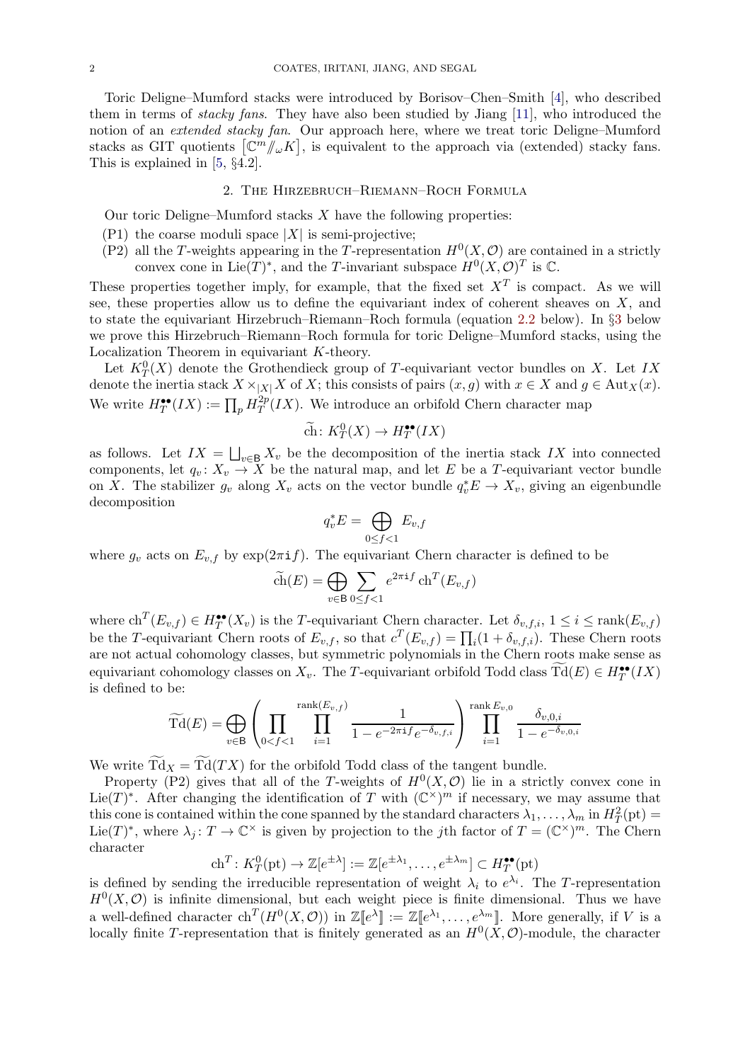Toric Deligne–Mumford stacks were introduced by Borisov–Chen–Smith [4], who described them in terms of *stacky fans*. They have also been studied by Jiang [11], who introduced the notion of an *extended stacky fan*. Our approach here, where we treat toric Deligne–Mumford stacks as GIT quotients $[\mathbb{C}^m /\!\!/_\omega K]$, is equivalent to the approach via (extended) stacky fans. This is explained in [5, §4.2].

## 2. The Hirzebruch–Riemann–Roch Formula

Our toric Deligne–Mumford stacks $X$ have the following properties:

(P1) the coarse moduli space $|X|$ is semi-projective;

(P2) all the $T$-weights appearing in the $T$-representation $H^0(X, \mathcal{O})$ are contained in a strictly convex cone in $\mathrm{Lie}(T)^*$, and the $T$-invariant subspace $H^0(X, \mathcal{O})^T$ is $\mathbb{C}$.

These properties together imply, for example, that the fixed set $X^T$ is compact. As we will see, these properties allow us to define the equivariant index of coherent sheaves on $X$, and to state the equivariant Hirzebruch–Riemann–Roch formula (equation 2.2 below). In §3 below we prove this Hirzebruch–Riemann–Roch formula for toric Deligne–Mumford stacks, using the Localization Theorem in equivariant $K$-theory.

Let $K^0_T(X)$ denote the Grothendieck group of $T$-equivariant vector bundles on $X$. Let $IX$ denote the inertia stack $X \times_{|X|} X$ of $X$; this consists of pairs $(x, g)$ with $x \in X$ and $g \in \mathrm{Aut}_X(x)$. We write $H^{\bullet\bullet}_T(IX) := \prod_p H^{2p}_T(IX)$. We introduce an orbifold Chern character map

$$\widetilde{\mathrm{ch}} \colon K^0_T(X) \to H^{\bullet\bullet}_T(IX)$$

as follows. Let $IX = \bigsqcup_{v \in \mathsf{B}} X_v$ be the decomposition of the inertia stack $IX$ into connected components, let $q_v \colon X_v \to X$ be the natural map, and let $E$ be a $T$-equivariant vector bundle on $X$. The stabilizer $g_v$ along $X_v$ acts on the vector bundle $q_v^* E \to X_v$, giving an eigenbundle decomposition

$$q_v^* E = \bigoplus_{0 \le f < 1} E_{v,f}$$

where $g_v$ acts on $E_{v,f}$ by $\exp(2\pi \mathtt{i} f)$. The equivariant Chern character is defined to be

$$\widetilde{\mathrm{ch}}(E) = \bigoplus_{v \in \mathsf{B}} \sum_{0 \le f < 1} e^{2\pi \mathtt{i} f} \, \mathrm{ch}^T(E_{v,f})$$

where $\mathrm{ch}^T(E_{v,f}) \in H^{\bullet\bullet}_T(X_v)$ is the $T$-equivariant Chern character. Let $\delta_{v,f,i}$, $1 \le i \le \mathrm{rank}(E_{v,f})$ be the $T$-equivariant Chern roots of $E_{v,f}$, so that $c^T(E_{v,f}) = \prod_i (1 + \delta_{v,f,i})$. These Chern roots are not actual cohomology classes, but symmetric polynomials in the Chern roots make sense as equivariant cohomology classes on $X_v$. The $T$-equivariant orbifold Todd class $\widetilde{\mathrm{Td}}(E) \in H^{\bullet\bullet}_T(IX)$ is defined to be:

$$\widetilde{\mathrm{Td}}(E) = \bigoplus_{v \in \mathsf{B}} \left( \prod_{0 < f < 1} \prod_{i=1}^{\mathrm{rank}(E_{v,f})} \frac{1}{1 - e^{-2\pi \mathtt{i} f} e^{-\delta_{v,f,i}}} \right) \prod_{i=1}^{\mathrm{rank}\, E_{v,0}} \frac{\delta_{v,0,i}}{1 - e^{-\delta_{v,0,i}}}$$

We write $\widetilde{\mathrm{Td}}_X = \widetilde{\mathrm{Td}}(TX)$ for the orbifold Todd class of the tangent bundle.

Property (P2) gives that all of the $T$-weights of $H^0(X, \mathcal{O})$ lie in a strictly convex cone in $\mathrm{Lie}(T)^*$. After changing the identification of $T$ with $(\mathbb{C}^\times)^m$ if necessary, we may assume that this cone is contained within the cone spanned by the standard characters $\lambda_1, \ldots, \lambda_m$ in $H^2_T(\mathrm{pt}) = \mathrm{Lie}(T)^*$, where $\lambda_j \colon T \to \mathbb{C}^\times$ is given by projection to the $j$th factor of $T = (\mathbb{C}^\times)^m$. The Chern character

$$\mathrm{ch}^T \colon K^0_T(\mathrm{pt}) \to \mathbb{Z}[e^{\pm\lambda}] := \mathbb{Z}[e^{\pm\lambda_1}, \ldots, e^{\pm\lambda_m}] \subset H^{\bullet\bullet}_T(\mathrm{pt})$$

is defined by sending the irreducible representation of weight $\lambda_i$ to $e^{\lambda_i}$. The $T$-representation $H^0(X, \mathcal{O})$ is infinite dimensional, but each weight piece is finite dimensional. Thus we have a well-defined character $\mathrm{ch}^T(H^0(X, \mathcal{O}))$ in $\mathbb{Z}[\![e^{\lambda}]\!] := \mathbb{Z}[\![e^{\lambda_1}, \ldots, e^{\lambda_m}]\!]$. More generally, if $V$ is a locally finite $T$-representation that is finitely generated as an $H^0(X, \mathcal{O})$-module, the character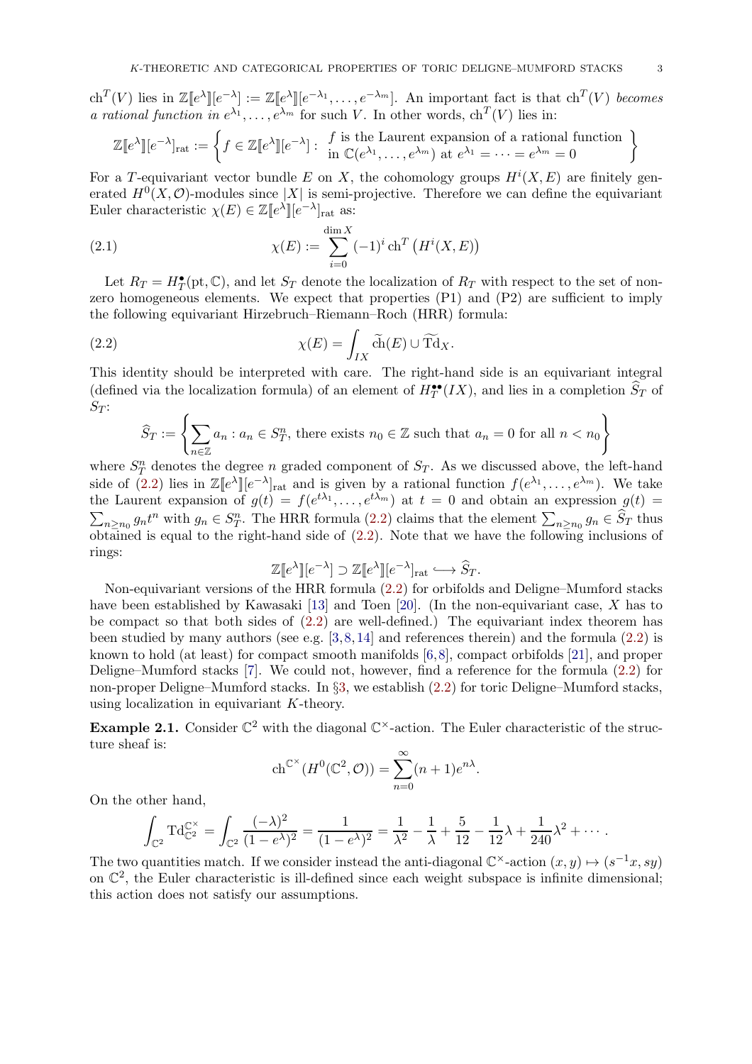$\mathrm{ch}^T(V)$ lies in $\mathbb{Z}[\![e^{\lambda}]\!][e^{-\lambda}] := \mathbb{Z}[\![e^{\lambda}]\!][e^{-\lambda_1}, \ldots, e^{-\lambda_m}]$. An important fact is that $\mathrm{ch}^T(V)$ *becomes a rational function in* $e^{\lambda_1}, \ldots, e^{\lambda_m}$ for such $V$. In other words, $\mathrm{ch}^T(V)$ lies in:

$$\mathbb{Z}[\![e^{\lambda}]\!][e^{-\lambda}]_{\mathrm{rat}} := \left\{ f \in \mathbb{Z}[\![e^{\lambda}]\!][e^{-\lambda}] : \begin{array}{l} f \text{ is the Laurent expansion of a rational function} \\ \text{in } \mathbb{C}(e^{\lambda_1}, \ldots, e^{\lambda_m}) \text{ at } e^{\lambda_1} = \cdots = e^{\lambda_m} = 0 \end{array} \right\}$$

For a $T$-equivariant vector bundle $E$ on $X$, the cohomology groups $H^i(X, E)$ are finitely generated $H^0(X, \mathcal{O})$-modules since $|X|$ is semi-projective. Therefore we can define the equivariant Euler characteristic $\chi(E) \in \mathbb{Z}[\![e^{\lambda}]\!][e^{-\lambda}]_{\mathrm{rat}}$ as:

$$\chi(E) := \sum_{i=0}^{\dim X} (-1)^i \,\mathrm{ch}^T\left(H^i(X, E)\right) \tag{2.1}$$

Let $R_T = H_T^{\bullet}(\mathrm{pt}, \mathbb{C})$, and let $S_T$ denote the localization of $R_T$ with respect to the set of non-zero homogeneous elements. We expect that properties (P1) and (P2) are sufficient to imply the following equivariant Hirzebruch–Riemann–Roch (HRR) formula:

$$\chi(E) = \int_{IX} \widetilde{\mathrm{ch}}(E) \cup \widetilde{\mathrm{Td}}_X. \tag{2.2}$$

This identity should be interpreted with care. The right-hand side is an equivariant integral (defined via the localization formula) of an element of $H_T^{\bullet\bullet}(IX)$, and lies in a completion $\widehat{S}_T$ of $S_T$:

$$\widehat{S}_T := \left\{ \sum_{n \in \mathbb{Z}} a_n : a_n \in S_T^n, \text{ there exists } n_0 \in \mathbb{Z} \text{ such that } a_n = 0 \text{ for all } n < n_0 \right\}$$

where $S_T^n$ denotes the degree $n$ graded component of $S_T$. As we discussed above, the left-hand side of (2.2) lies in $\mathbb{Z}[\![e^{\lambda}]\!][e^{-\lambda}]_{\mathrm{rat}}$ and is given by a rational function $f(e^{\lambda_1}, \ldots, e^{\lambda_m})$. We take the Laurent expansion of $g(t) = f(e^{t\lambda_1}, \ldots, e^{t\lambda_m})$ at $t = 0$ and obtain an expression $g(t) = \sum_{n \geq n_0} g_n t^n$ with $g_n \in S_T^n$. The HRR formula (2.2) claims that the element $\sum_{n \geq n_0} g_n \in \widehat{S}_T$ thus obtained is equal to the right-hand side of (2.2). Note that we have the following inclusions of rings:

$$\mathbb{Z}[\![e^{\lambda}]\!][e^{-\lambda}] \supset \mathbb{Z}[\![e^{\lambda}]\!][e^{-\lambda}]_{\mathrm{rat}} \hookrightarrow \widehat{S}_T.$$

Non-equivariant versions of the HRR formula (2.2) for orbifolds and Deligne–Mumford stacks have been established by Kawasaki [13] and Toen [20]. (In the non-equivariant case, $X$ has to be compact so that both sides of (2.2) are well-defined.) The equivariant index theorem has been studied by many authors (see e.g. [3, 8, 14] and references therein) and the formula (2.2) is known to hold (at least) for compact smooth manifolds [6, 8], compact orbifolds [21], and proper Deligne–Mumford stacks [7]. We could not, however, find a reference for the formula (2.2) for non-proper Deligne–Mumford stacks. In §3, we establish (2.2) for toric Deligne–Mumford stacks, using localization in equivariant $K$-theory.

**Example 2.1.** Consider $\mathbb{C}^2$ with the diagonal $\mathbb{C}^\times$-action. The Euler characteristic of the structure sheaf is:

$$\mathrm{ch}^{\mathbb{C}^\times}(H^0(\mathbb{C}^2, \mathcal{O})) = \sum_{n=0}^{\infty} (n+1) e^{n\lambda}.$$

On the other hand,

$$\int_{\mathbb{C}^2} \mathrm{Td}_{\mathbb{C}^2}^{\mathbb{C}^\times} = \int_{\mathbb{C}^2} \frac{(-\lambda)^2}{(1 - e^{\lambda})^2} = \frac{1}{(1 - e^{\lambda})^2} = \frac{1}{\lambda^2} - \frac{1}{\lambda} + \frac{5}{12} - \frac{1}{12}\lambda + \frac{1}{240}\lambda^2 + \cdots.$$

The two quantities match. If we consider instead the anti-diagonal $\mathbb{C}^\times$-action $(x, y) \mapsto (s^{-1}x, sy)$ on $\mathbb{C}^2$, the Euler characteristic is ill-defined since each weight subspace is infinite dimensional; this action does not satisfy our assumptions.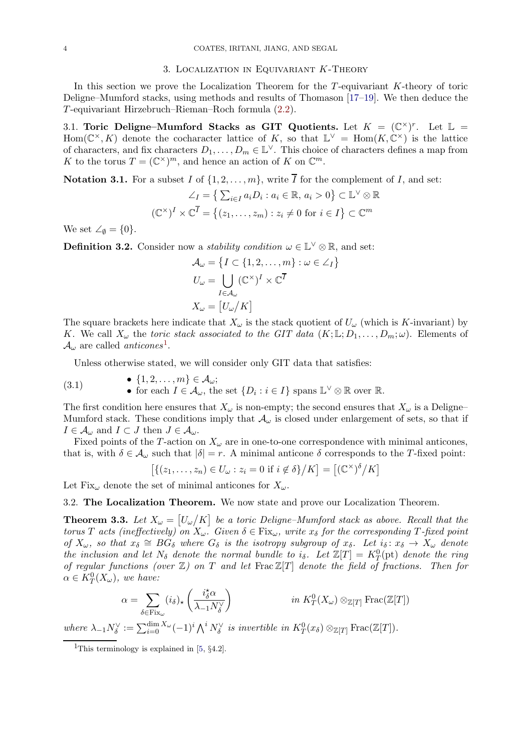## 3. Localization in Equivariant $K$-Theory

In this section we prove the Localization Theorem for the $T$-equivariant $K$-theory of toric Deligne–Mumford stacks, using methods and results of Thomason [17–19]. We then deduce the $T$-equivariant Hirzebruch–Rieman–Roch formula (2.2).

### 3.1. Toric Deligne–Mumford Stacks as GIT Quotients.

Let $K = (\mathbb{C}^\times)^r$. Let $\mathbb{L} = \mathrm{Hom}(\mathbb{C}^\times, K)$ denote the cocharacter lattice of $K$, so that $\mathbb{L}^\vee = \mathrm{Hom}(K, \mathbb{C}^\times)$ is the lattice of characters, and fix characters $D_1, \ldots, D_m \in \mathbb{L}^\vee$. This choice of characters defines a map from $K$ to the torus $T = (\mathbb{C}^\times)^m$, and hence an action of $K$ on $\mathbb{C}^m$.

**Notation 3.1.** For a subset $I$ of $\{1, 2, \ldots, m\}$, write $\overline{I}$ for the complement of $I$, and set:

$$\angle_I = \left\{ \textstyle\sum_{i\in I} a_i D_i : a_i \in \mathbb{R},\, a_i > 0 \right\} \subset \mathbb{L}^\vee \otimes \mathbb{R}$$

$$(\mathbb{C}^\times)^I \times \mathbb{C}^{\overline{I}} = \left\{ (z_1, \ldots, z_m) : z_i \neq 0 \text{ for } i \in I \right\} \subset \mathbb{C}^m$$

We set $\angle_\emptyset = \{0\}$.

**Definition 3.2.** Consider now a *stability condition* $\omega \in \mathbb{L}^\vee \otimes \mathbb{R}$, and set:

$$\mathcal{A}_\omega = \left\{ I \subset \{1, 2, \ldots, m\} : \omega \in \angle_I \right\}$$

$$U_\omega = \bigcup_{I \in \mathcal{A}_\omega} (\mathbb{C}^\times)^I \times \mathbb{C}^{\overline{I}}$$

$$X_\omega = \left[ U_\omega / K \right]$$

The square brackets here indicate that $X_\omega$ is the stack quotient of $U_\omega$ (which is $K$-invariant) by $K$. We call $X_\omega$ the *toric stack associated to the GIT data* $(K; \mathbb{L}; D_1, \ldots, D_m; \omega)$. Elements of $\mathcal{A}_\omega$ are called *anticones*[1].

Unless otherwise stated, we will consider only GIT data that satisfies:

$$\text{(3.1)} \qquad \begin{array}{l} \bullet\ \{1, 2, \ldots, m\} \in \mathcal{A}_\omega; \\ \bullet\ \text{for each } I \in \mathcal{A}_\omega, \text{ the set } \{D_i : i \in I\} \text{ spans } \mathbb{L}^\vee \otimes \mathbb{R} \text{ over } \mathbb{R}. \end{array}$$

The first condition here ensures that $X_\omega$ is non-empty; the second ensures that $X_\omega$ is a Deligne–Mumford stack. These conditions imply that $\mathcal{A}_\omega$ is closed under enlargement of sets, so that if $I \in \mathcal{A}_\omega$ and $I \subset J$ then $J \in \mathcal{A}_\omega$.

Fixed points of the $T$-action on $X_\omega$ are in one-to-one correspondence with minimal anticones, that is, with $\delta \in \mathcal{A}_\omega$ such that $|\delta| = r$. A minimal anticone $\delta$ corresponds to the $T$-fixed point:

$$\left[ \{ (z_1, \ldots, z_n) \in U_\omega : z_i = 0 \text{ if } i \notin \delta \} / K \right] = \left[ (\mathbb{C}^\times)^\delta / K \right]$$

Let $\mathrm{Fix}_\omega$ denote the set of minimal anticones for $X_\omega$.

### 3.2. The Localization Theorem.

We now state and prove our Localization Theorem.

**Theorem 3.3.** *Let $X_\omega = \left[ U_\omega / K \right]$ be a toric Deligne–Mumford stack as above. Recall that the torus $T$ acts (ineffectively) on $X_\omega$. Given $\delta \in \mathrm{Fix}_\omega$, write $x_\delta$ for the corresponding $T$-fixed point of $X_\omega$, so that $x_\delta \cong BG_\delta$ where $G_\delta$ is the isotropy subgroup of $x_\delta$. Let $i_\delta \colon x_\delta \to X_\omega$ denote the inclusion and let $N_\delta$ denote the normal bundle to $i_\delta$. Let $\mathbb{Z}[T] = K^0_T(\mathrm{pt})$ denote the ring of regular functions (over $\mathbb{Z}$) on $T$ and let $\mathrm{Frac}\,\mathbb{Z}[T]$ denote the field of fractions. Then for $\alpha \in K^0_T(X_\omega)$, we have:*

$$\alpha = \sum_{\delta \in \mathrm{Fix}_\omega} (i_\delta)_\star \left( \frac{i_\delta^\star \alpha}{\lambda_{-1} N_\delta^\vee} \right) \qquad\qquad \text{in } K^0_T(X_\omega) \otimes_{\mathbb{Z}[T]} \mathrm{Frac}(\mathbb{Z}[T])$$

*where $\lambda_{-1} N_\delta^\vee := \sum_{i=0}^{\dim X_\omega} (-1)^i \bigwedge^i N_\delta^\vee$ is invertible in $K^0_T(x_\delta) \otimes_{\mathbb{Z}[T]} \mathrm{Frac}(\mathbb{Z}[T])$.*

---

[1] This terminology is explained in [5, §4.2].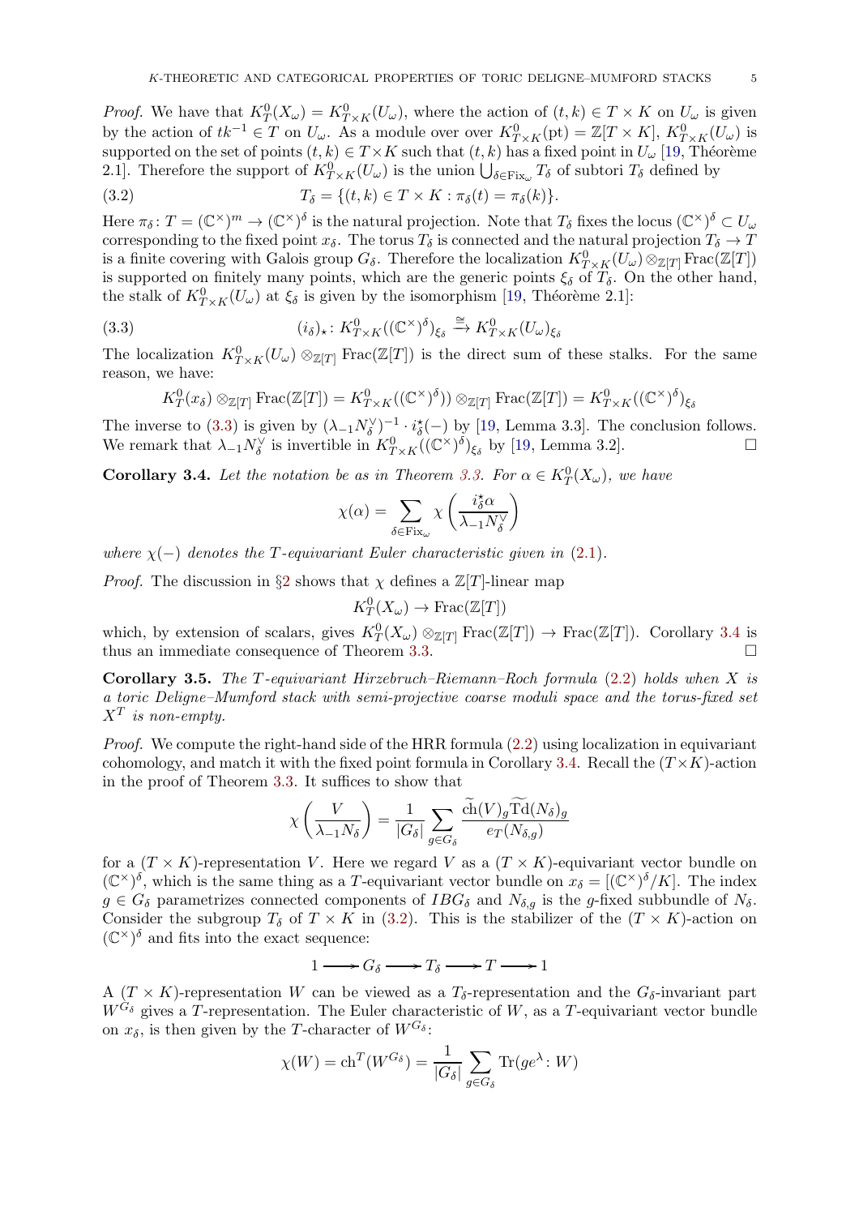*Proof.* We have that $K^0_T(X_\omega) = K^0_{T\times K}(U_\omega)$, where the action of $(t,k) \in T \times K$ on $U_\omega$ is given by the action of $tk^{-1} \in T$ on $U_\omega$. As a module over over $K^0_{T\times K}(\mathrm{pt}) = \mathbb{Z}[T \times K]$, $K^0_{T\times K}(U_\omega)$ is supported on the set of points $(t,k) \in T \times K$ such that $(t,k)$ has a fixed point in $U_\omega$ [19, Théorème 2.1]. Therefore the support of $K^0_{T\times K}(U_\omega)$ is the union $\bigcup_{\delta \in \mathrm{Fix}_\omega} T_\delta$ of subtori $T_\delta$ defined by

$$T_\delta = \{(t,k) \in T \times K : \pi_\delta(t) = \pi_\delta(k)\}. \tag{3.2}$$

Here $\pi_\delta \colon T = (\mathbb{C}^\times)^m \to (\mathbb{C}^\times)^\delta$ is the natural projection. Note that $T_\delta$ fixes the locus $(\mathbb{C}^\times)^\delta \subset U_\omega$ corresponding to the fixed point $x_\delta$. The torus $T_\delta$ is connected and the natural projection $T_\delta \to T$ is a finite covering with Galois group $G_\delta$. Therefore the localization $K^0_{T\times K}(U_\omega) \otimes_{\mathbb{Z}[T]} \mathrm{Frac}(\mathbb{Z}[T])$ is supported on finitely many points, which are the generic points $\xi_\delta$ of $T_\delta$. On the other hand, the stalk of $K^0_{T\times K}(U_\omega)$ at $\xi_\delta$ is given by the isomorphism [19, Théorème 2.1]:

$$(i_\delta)_\star \colon K^0_{T\times K}((\mathbb{C}^\times)^\delta)_{\xi_\delta} \xrightarrow{\cong} K^0_{T\times K}(U_\omega)_{\xi_\delta} \tag{3.3}$$

The localization $K^0_{T\times K}(U_\omega) \otimes_{\mathbb{Z}[T]} \mathrm{Frac}(\mathbb{Z}[T])$ is the direct sum of these stalks. For the same reason, we have:

$$K^0_T(x_\delta) \otimes_{\mathbb{Z}[T]} \mathrm{Frac}(\mathbb{Z}[T]) = K^0_{T\times K}((\mathbb{C}^\times)^\delta) \otimes_{\mathbb{Z}[T]} \mathrm{Frac}(\mathbb{Z}[T]) = K^0_{T\times K}((\mathbb{C}^\times)^\delta)_{\xi_\delta}$$

The inverse to (3.3) is given by $(\lambda_{-1}N_\delta^\vee)^{-1} \cdot i_\delta^\star(-)$ by [19, Lemma 3.3]. The conclusion follows. We remark that $\lambda_{-1}N_\delta^\vee$ is invertible in $K^0_{T\times K}((\mathbb{C}^\times)^\delta)_{\xi_\delta}$ by [19, Lemma 3.2]. $\square$

**Corollary 3.4.** *Let the notation be as in Theorem 3.3. For $\alpha \in K^0_T(X_\omega)$, we have*

$$\chi(\alpha) = \sum_{\delta \in \mathrm{Fix}_\omega} \chi\left(\frac{i_\delta^\star \alpha}{\lambda_{-1}N_\delta^\vee}\right)$$

*where $\chi(-)$ denotes the $T$-equivariant Euler characteristic given in (2.1).*

*Proof.* The discussion in §2 shows that $\chi$ defines a $\mathbb{Z}[T]$-linear map

$$K^0_T(X_\omega) \to \mathrm{Frac}(\mathbb{Z}[T])$$

which, by extension of scalars, gives $K^0_T(X_\omega) \otimes_{\mathbb{Z}[T]} \mathrm{Frac}(\mathbb{Z}[T]) \to \mathrm{Frac}(\mathbb{Z}[T])$. Corollary 3.4 is thus an immediate consequence of Theorem 3.3. $\square$

**Corollary 3.5.** *The $T$-equivariant Hirzebruch–Riemann–Roch formula (2.2) holds when $X$ is a toric Deligne–Mumford stack with semi-projective coarse moduli space and the torus-fixed set $X^T$ is non-empty.*

*Proof.* We compute the right-hand side of the HRR formula (2.2) using localization in equivariant cohomology, and match it with the fixed point formula in Corollary 3.4. Recall the $(T\times K)$-action in the proof of Theorem 3.3. It suffices to show that

$$\chi\left(\frac{V}{\lambda_{-1}N_\delta}\right) = \frac{1}{|G_\delta|} \sum_{g \in G_\delta} \frac{\widetilde{\mathrm{ch}}(V)_g \widetilde{\mathrm{Td}}(N_\delta)_g}{e_T(N_{\delta,g})}$$

for a $(T \times K)$-representation $V$. Here we regard $V$ as a $(T \times K)$-equivariant vector bundle on $(\mathbb{C}^\times)^\delta$, which is the same thing as a $T$-equivariant vector bundle on $x_\delta = [(\mathbb{C}^\times)^\delta/K]$. The index $g \in G_\delta$ parametrizes connected components of $IBG_\delta$ and $N_{\delta,g}$ is the $g$-fixed subbundle of $N_\delta$. Consider the subgroup $T_\delta$ of $T \times K$ in (3.2). This is the stabilizer of the $(T \times K)$-action on $(\mathbb{C}^\times)^\delta$ and fits into the exact sequence:

$$1 \longrightarrow G_\delta \longrightarrow T_\delta \longrightarrow T \longrightarrow 1$$

A $(T \times K)$-representation $W$ can be viewed as a $T_\delta$-representation and the $G_\delta$-invariant part $W^{G_\delta}$ gives a $T$-representation. The Euler characteristic of $W$, as a $T$-equivariant vector bundle on $x_\delta$, is then given by the $T$-character of $W^{G_\delta}$:

$$\chi(W) = \mathrm{ch}^T(W^{G_\delta}) = \frac{1}{|G_\delta|} \sum_{g \in G_\delta} \mathrm{Tr}(ge^\lambda \colon W)$$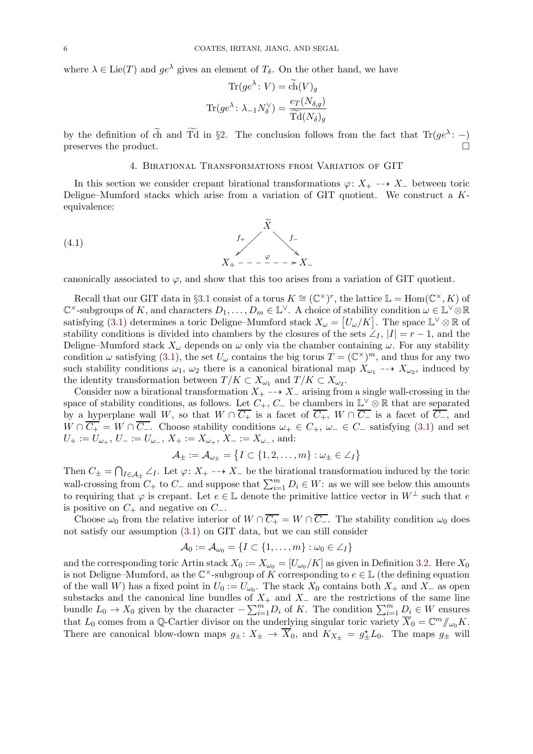where $\lambda \in \mathrm{Lie}(T)$ and $ge^\lambda$ gives an element of $T_\delta$. On the other hand, we have

$$\mathrm{Tr}(ge^\lambda \colon V) = \widetilde{\mathrm{ch}}(V)_g$$
$$\mathrm{Tr}(ge^\lambda \colon \lambda_{-1} N_\delta^\vee) = \frac{e_T(N_{\delta,g})}{\widetilde{\mathrm{Td}}(N_\delta)_g}$$

by the definition of $\widetilde{\mathrm{ch}}$ and $\widetilde{\mathrm{Td}}$ in §2. The conclusion follows from the fact that $\mathrm{Tr}(ge^\lambda \colon -)$ preserves the product. □

## 4. Birational Transformations from Variation of GIT

In this section we consider crepant birational transformations $\varphi \colon X_+ \dashrightarrow X_-$ between toric Deligne–Mumford stacks which arise from a variation of GIT quotient. We construct a $K$-equivalence:

$$\begin{array}{ccc} & \widetilde{X} & \\ {}^{f_+}\swarrow & & \searrow^{f_-} \\ X_+ & \overset{\varphi}{\dashrightarrow} & X_- \end{array} \tag{4.1}$$

canonically associated to $\varphi$, and show that this too arises from a variation of GIT quotient.

Recall that our GIT data in §3.1 consist of a torus $K \cong (\mathbb{C}^\times)^r$, the lattice $\mathbb{L} = \mathrm{Hom}(\mathbb{C}^\times, K)$ of $\mathbb{C}^\times$-subgroups of $K$, and characters $D_1, \dots, D_m \in \mathbb{L}^\vee$. A choice of stability condition $\omega \in \mathbb{L}^\vee \otimes \mathbb{R}$ satisfying (3.1) determines a toric Deligne–Mumford stack $X_\omega = [U_\omega / K]$. The space $\mathbb{L}^\vee \otimes \mathbb{R}$ of stability conditions is divided into chambers by the closures of the sets $\angle_I$, $|I| = r - 1$, and the Deligne–Mumford stack $X_\omega$ depends on $\omega$ only via the chamber containing $\omega$. For any stability condition $\omega$ satisfying (3.1), the set $U_\omega$ contains the big torus $T = (\mathbb{C}^\times)^m$, and thus for any two such stability conditions $\omega_1$, $\omega_2$ there is a canonical birational map $X_{\omega_1} \dashrightarrow X_{\omega_2}$, induced by the identity transformation between $T/K \subset X_{\omega_1}$ and $T/K \subset X_{\omega_2}$.

Consider now a birational transformation $X_+ \dashrightarrow X_-$ arising from a single wall-crossing in the space of stability conditions, as follows. Let $C_+$, $C_-$ be chambers in $\mathbb{L}^\vee \otimes \mathbb{R}$ that are separated by a hyperplane wall $W$, so that $W \cap \overline{C_+}$ is a facet of $\overline{C_+}$, $W \cap \overline{C_-}$ is a facet of $\overline{C_-}$, and $W \cap \overline{C_+} = W \cap \overline{C_-}$. Choose stability conditions $\omega_+ \in C_+$, $\omega_- \in C_-$ satisfying (3.1) and set $U_+ := U_{\omega_+}$, $U_- := U_{\omega_-}$, $X_+ := X_{\omega_+}$, $X_- := X_{\omega_-}$, and:

$$\mathcal{A}_\pm := \mathcal{A}_{\omega_\pm} = \{ I \subset \{1, 2, \dots, m\} : \omega_\pm \in \angle_I \}$$

Then $C_\pm = \bigcap_{I \in \mathcal{A}_\pm} \angle_I$. Let $\varphi \colon X_+ \dashrightarrow X_-$ be the birational transformation induced by the toric wall-crossing from $C_+$ to $C_-$ and suppose that $\sum_{i=1}^m D_i \in W$: as we will see below this amounts to requiring that $\varphi$ is crepant. Let $e \in \mathbb{L}$ denote the primitive lattice vector in $W^\perp$ such that $e$ is positive on $C_+$ and negative on $C_-$.

Choose $\omega_0$ from the relative interior of $W \cap \overline{C_+} = W \cap \overline{C_-}$. The stability condition $\omega_0$ does not satisfy our assumption (3.1) on GIT data, but we can still consider

$$\mathcal{A}_0 := \mathcal{A}_{\omega_0} = \{ I \subset \{1, \dots, m\} : \omega_0 \in \angle_I \}$$

and the corresponding toric Artin stack $X_0 := X_{\omega_0} = [U_{\omega_0}/K]$ as given in Definition 3.2. Here $X_0$ is not Deligne–Mumford, as the $\mathbb{C}^\times$-subgroup of $K$ corresponding to $e \in \mathbb{L}$ (the defining equation of the wall $W$) has a fixed point in $U_0 := U_{\omega_0}$. The stack $X_0$ contains both $X_+$ and $X_-$ as open substacks and the canonical line bundles of $X_+$ and $X_-$ are the restrictions of the same line bundle $L_0 \to X_0$ given by the character $-\sum_{i=1}^m D_i$ of $K$. The condition $\sum_{i=1}^m D_i \in W$ ensures that $L_0$ comes from a $\mathbb{Q}$-Cartier divisor on the underlying singular toric variety $\overline{X}_0 = \mathbb{C}^m /\!\!/_{\omega_0} K$. There are canonical blow-down maps $g_\pm \colon X_\pm \to \overline{X}_0$, and $K_{X_\pm} = g_\pm^\star L_0$. The maps $g_\pm$ will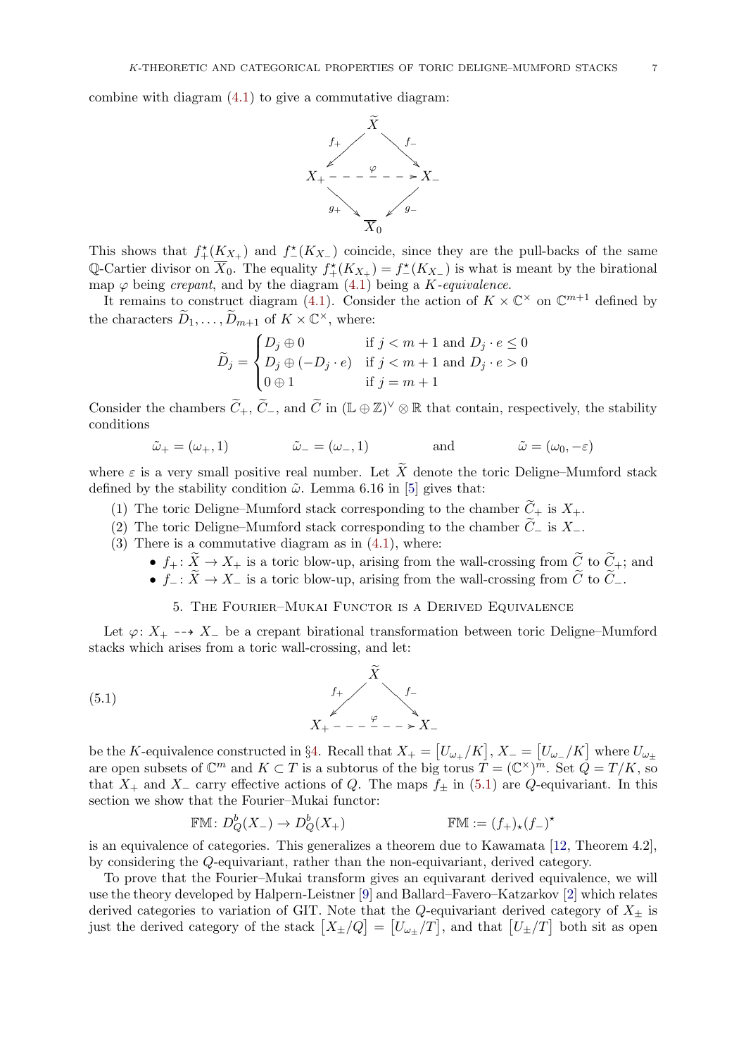combine with diagram (4.1) to give a commutative diagram:

$$
\begin{array}{ccccc}
 & & \widetilde{X} & & \\
 & \swarrow^{f_+} & & \searrow^{f_-} & \\
X_+ & - & - \overset{\varphi}{-} - & \dashrightarrow & X_- \\
 & \searrow_{g_+} & & \swarrow_{g_-} & \\
 & & \overline{X}_0 & &
\end{array}
$$

This shows that $f_+^\star(K_{X_+})$ and $f_-^\star(K_{X_-})$ coincide, since they are the pull-backs of the same $\mathbb{Q}$-Cartier divisor on $\overline{X}_0$. The equality $f_+^\star(K_{X_+}) = f_-^\star(K_{X_-})$ is what is meant by the birational map $\varphi$ being *crepant*, and by the diagram (4.1) being a *K-equivalence*.

It remains to construct diagram (4.1). Consider the action of $K \times \mathbb{C}^\times$ on $\mathbb{C}^{m+1}$ defined by the characters $\widetilde{D}_1, \ldots, \widetilde{D}_{m+1}$ of $K \times \mathbb{C}^\times$, where:

$$
\widetilde{D}_j = \begin{cases} D_j \oplus 0 & \text{if } j < m+1 \text{ and } D_j \cdot e \leq 0 \\ D_j \oplus (-D_j \cdot e) & \text{if } j < m+1 \text{ and } D_j \cdot e > 0 \\ 0 \oplus 1 & \text{if } j = m+1 \end{cases}
$$

Consider the chambers $\widetilde{C}_+$, $\widetilde{C}_-$, and $\widetilde{C}$ in $(\mathbb{L} \oplus \mathbb{Z})^\vee \otimes \mathbb{R}$ that contain, respectively, the stability conditions

$$
\tilde{\omega}_+ = (\omega_+, 1) \qquad \tilde{\omega}_- = (\omega_-, 1) \qquad \text{and} \qquad \tilde{\omega} = (\omega_0, -\varepsilon)
$$

where $\varepsilon$ is a very small positive real number. Let $\widetilde{X}$ denote the toric Deligne–Mumford stack defined by the stability condition $\tilde{\omega}$. Lemma 6.16 in [5] gives that:

1. The toric Deligne–Mumford stack corresponding to the chamber $\widetilde{C}_+$ is $X_+$.
2. The toric Deligne–Mumford stack corresponding to the chamber $\widetilde{C}_-$ is $X_-$.
3. There is a commutative diagram as in (4.1), where:
   - $f_+ \colon \widetilde{X} \to X_+$ is a toric blow-up, arising from the wall-crossing from $\widetilde{C}$ to $\widetilde{C}_+$; and
   - $f_- \colon \widetilde{X} \to X_-$ is a toric blow-up, arising from the wall-crossing from $\widetilde{C}$ to $\widetilde{C}_-$.

## 5. The Fourier–Mukai Functor is a Derived Equivalence

Let $\varphi \colon X_+ \dashrightarrow X_-$ be a crepant birational transformation between toric Deligne–Mumford stacks which arises from a toric wall-crossing, and let:

$$
\begin{array}{ccccc}
 & & \widetilde{X} & & \\
 & \swarrow^{f_+} & & \searrow^{f_-} & \\
X_+ & - & - \overset{\varphi}{-} - & \dashrightarrow & X_-
\end{array}
\tag{5.1}
$$

be the $K$-equivalence constructed in §4. Recall that $X_+ = [U_{\omega_+}/K]$, $X_- = [U_{\omega_-}/K]$ where $U_{\omega_\pm}$ are open subsets of $\mathbb{C}^m$ and $K \subset T$ is a subtorus of the big torus $T = (\mathbb{C}^\times)^m$. Set $Q = T/K$, so that $X_+$ and $X_-$ carry effective actions of $Q$. The maps $f_\pm$ in (5.1) are $Q$-equivariant. In this section we show that the Fourier–Mukai functor:

$$
\mathbb{FM} \colon D^b_Q(X_-) \to D^b_Q(X_+) \qquad\qquad \mathbb{FM} := (f_+)_\star (f_-)^\star
$$

is an equivalence of categories. This generalizes a theorem due to Kawamata [12, Theorem 4.2], by considering the $Q$-equivariant, rather than the non-equivariant, derived category.

To prove that the Fourier–Mukai transform gives an equivarant derived equivalence, we will use the theory developed by Halpern-Leistner [9] and Ballard–Favero–Katzarkov [2] which relates derived categories to variation of GIT. Note that the $Q$-equivariant derived category of $X_\pm$ is just the derived category of the stack $[X_\pm/Q] = [U_{\omega_\pm}/T]$, and that $[U_\pm/T]$ both sit as open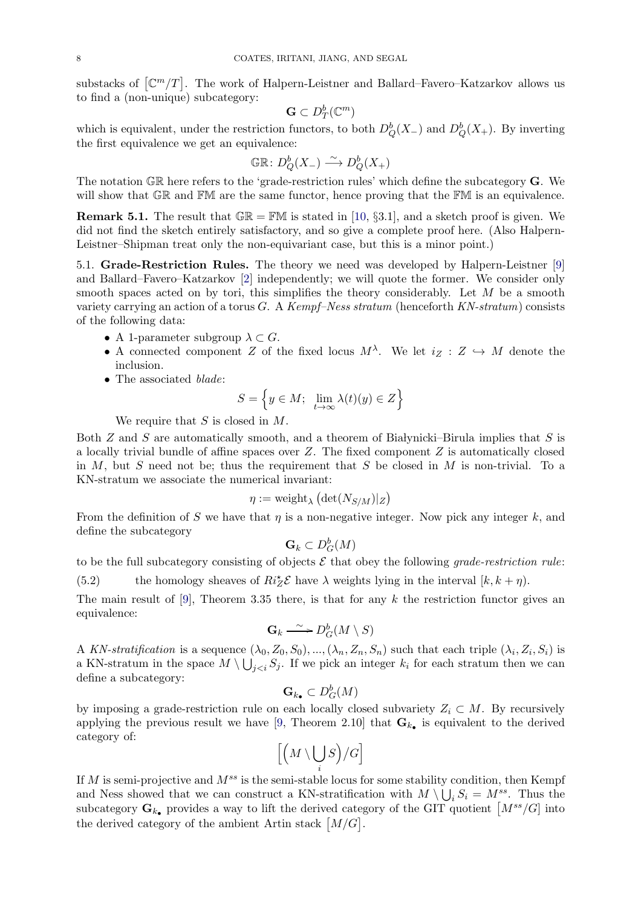substacks of $\left[\mathbb{C}^m/T\right]$. The work of Halpern-Leistner and Ballard–Favero–Katzarkov allows us to find a (non-unique) subcategory:

$$\mathbf{G} \subset D^b_T(\mathbb{C}^m)$$

which is equivalent, under the restriction functors, to both $D^b_Q(X_-)$ and $D^b_Q(X_+)$. By inverting the first equivalence we get an equivalence:

$$\mathbb{GR} \colon D^b_Q(X_-) \xrightarrow{\sim} D^b_Q(X_+)$$

The notation $\mathbb{GR}$ here refers to the 'grade-restriction rules' which define the subcategory $\mathbf{G}$. We will show that $\mathbb{GR}$ and $\mathbb{FM}$ are the same functor, hence proving that the $\mathbb{FM}$ is an equivalence.

**Remark 5.1.** The result that $\mathbb{GR} = \mathbb{FM}$ is stated in [10, §3.1], and a sketch proof is given. We did not find the sketch entirely satisfactory, and so give a complete proof here. (Also Halpern-Leistner–Shipman treat only the non-equivariant case, but this is a minor point.)

5.1. **Grade-Restriction Rules.** The theory we need was developed by Halpern-Leistner [9] and Ballard–Favero–Katzarkov [2] independently; we will quote the former. We consider only smooth spaces acted on by tori, this simplifies the theory considerably. Let $M$ be a smooth variety carrying an action of a torus $G$. A *Kempf–Ness stratum* (henceforth *KN-stratum*) consists of the following data:

- A 1-parameter subgroup $\lambda \subset G$.
- A connected component $Z$ of the fixed locus $M^\lambda$. We let $i_Z : Z \hookrightarrow M$ denote the inclusion.
- The associated *blade*:

$$S = \left\{ y \in M; \ \lim_{t \to \infty} \lambda(t)(y) \in Z \right\}$$

  We require that $S$ is closed in $M$.

Both $Z$ and $S$ are automatically smooth, and a theorem of Białynicki–Birula implies that $S$ is a locally trivial bundle of affine spaces over $Z$. The fixed component $Z$ is automatically closed in $M$, but $S$ need not be; thus the requirement that $S$ be closed in $M$ is non-trivial. To a KN-stratum we associate the numerical invariant:

$$\eta := \text{weight}_\lambda \left( \det(N_{S/M})|_Z \right)$$

From the definition of $S$ we have that $\eta$ is a non-negative integer. Now pick any integer $k$, and define the subcategory

$$\mathbf{G}_k \subset D^b_G(M)$$

to be the full subcategory consisting of objects $\mathcal{E}$ that obey the following *grade-restriction rule*:

(5.2) the homology sheaves of $Ri_Z^* \mathcal{E}$ have $\lambda$ weights lying in the interval $[k, k + \eta)$.

The main result of [9], Theorem 3.35 there, is that for any $k$ the restriction functor gives an equivalence:

$$\mathbf{G}_k \xrightarrow{\sim} D^b_G(M \setminus S)$$

A *KN-stratification* is a sequence $(\lambda_0, Z_0, S_0), ..., (\lambda_n, Z_n, S_n)$ such that each triple $(\lambda_i, Z_i, S_i)$ is a KN-stratum in the space $M \setminus \bigcup_{j<i} S_j$. If we pick an integer $k_i$ for each stratum then we can define a subcategory:

$$\mathbf{G}_{k_\bullet} \subset D^b_G(M)$$

by imposing a grade-restriction rule on each locally closed subvariety $Z_i \subset M$. By recursively applying the previous result we have [9, Theorem 2.10] that $\mathbf{G}_{k_\bullet}$ is equivalent to the derived category of:

$$\left[ \Big( M \setminus \bigcup_i S \Big) / G \right]$$

If $M$ is semi-projective and $M^{ss}$ is the semi-stable locus for some stability condition, then Kempf and Ness showed that we can construct a KN-stratification with $M \setminus \bigcup_i S_i = M^{ss}$. Thus the subcategory $\mathbf{G}_{k_\bullet}$ provides a way to lift the derived category of the GIT quotient $\left[M^{ss}/G\right]$ into the derived category of the ambient Artin stack $\left[M/G\right]$.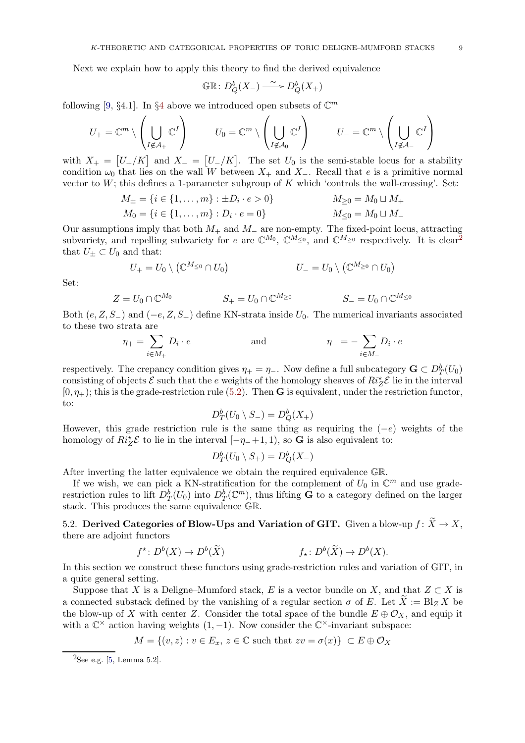Next we explain how to apply this theory to find the derived equivalence

$$\mathbb{GR} \colon D^b_Q(X_-) \xrightarrow{\sim} D^b_Q(X_+)$$

following [9, §4.1]. In §4 above we introduced open subsets of $\mathbb{C}^m$

$$U_+ = \mathbb{C}^m \setminus \left( \bigcup_{I \notin \mathcal{A}_+} \mathbb{C}^I \right) \qquad U_0 = \mathbb{C}^m \setminus \left( \bigcup_{I \notin \mathcal{A}_0} \mathbb{C}^I \right) \qquad U_- = \mathbb{C}^m \setminus \left( \bigcup_{I \notin \mathcal{A}_-} \mathbb{C}^I \right)$$

with $X_+ = [U_+/K]$ and $X_- = [U_-/K]$. The set $U_0$ is the semi-stable locus for a stability condition $\omega_0$ that lies on the wall $W$ between $X_+$ and $X_-$. Recall that $e$ is a primitive normal vector to $W$; this defines a 1-parameter subgroup of $K$ which 'controls the wall-crossing'. Set:

$$M_\pm = \{i \in \{1, \ldots, m\} : \pm D_i \cdot e > 0\} \qquad M_{\geq 0} = M_0 \sqcup M_+$$
$$M_0 = \{i \in \{1, \ldots, m\} : D_i \cdot e = 0\} \qquad M_{\leq 0} = M_0 \sqcup M_-$$

Our assumptions imply that both $M_+$ and $M_-$ are non-empty. The fixed-point locus, attracting subvariety, and repelling subvariety for $e$ are $\mathbb{C}^{M_0}$, $\mathbb{C}^{M_{\leq 0}}$, and $\mathbb{C}^{M_{\geq 0}}$ respectively. It is clear[2] that $U_\pm \subset U_0$ and that:

$$U_+ = U_0 \setminus \left( \mathbb{C}^{M_{\leq 0}} \cap U_0 \right) \qquad U_- = U_0 \setminus \left( \mathbb{C}^{M_{\geq 0}} \cap U_0 \right)$$

Set:

$$Z = U_0 \cap \mathbb{C}^{M_0} \qquad S_+ = U_0 \cap \mathbb{C}^{M_{\geq 0}} \qquad S_- = U_0 \cap \mathbb{C}^{M_{\leq 0}}$$

Both $(e, Z, S_-)$ and $(-e, Z, S_+)$ define KN-strata inside $U_0$. The numerical invariants associated to these two strata are

$$\eta_+ = \sum_{i \in M_+} D_i \cdot e \qquad \text{and} \qquad \eta_- = -\sum_{i \in M_-} D_i \cdot e$$

respectively. The crepancy condition gives $\eta_+ = \eta_-$. Now define a full subcategory $\mathbf{G} \subset D^b_T(U_0)$ consisting of objects $\mathcal{E}$ such that the $e$ weights of the homology sheaves of $Ri_Z^\star \mathcal{E}$ lie in the interval $[0, \eta_+)$; this is the grade-restriction rule (5.2). Then $\mathbf{G}$ is equivalent, under the restriction functor, to:

$$D^b_T(U_0 \setminus S_-) = D^b_Q(X_+)$$

However, this grade restriction rule is the same thing as requiring the $(-e)$ weights of the homology of $Ri_Z^\star \mathcal{E}$ to lie in the interval $[-\eta_- + 1, 1)$, so $\mathbf{G}$ is also equivalent to:

$$D^b_T(U_0 \setminus S_+) = D^b_Q(X_-)$$

After inverting the latter equivalence we obtain the required equivalence $\mathbb{GR}$.

If we wish, we can pick a KN-stratification for the complement of $U_0$ in $\mathbb{C}^m$ and use grade-restriction rules to lift $D^b_T(U_0)$ into $D^b_T(\mathbb{C}^m)$, thus lifting $\mathbf{G}$ to a category defined on the larger stack. This produces the same equivalence $\mathbb{GR}$.

**5.2. Derived Categories of Blow-Ups and Variation of GIT.** Given a blow-up $f \colon \widetilde{X} \to X$, there are adjoint functors

$$f^\star \colon D^b(X) \to D^b(\widetilde{X}) \qquad f_\star \colon D^b(\widetilde{X}) \to D^b(X).$$

In this section we construct these functors using grade-restriction rules and variation of GIT, in a quite general setting.

Suppose that $X$ is a Deligne–Mumford stack, $E$ is a vector bundle on $X$, and that $Z \subset X$ is a connected substack defined by the vanishing of a regular section $\sigma$ of $E$. Let $\widetilde{X} := \mathrm{Bl}_Z X$ be the blow-up of $X$ with center $Z$. Consider the total space of the bundle $E \oplus \mathcal{O}_X$, and equip it with a $\mathbb{C}^\times$ action having weights $(1, -1)$. Now consider the $\mathbb{C}^\times$-invariant subspace:

$$M = \{(v, z) : v \in E_x, \, z \in \mathbb{C} \text{ such that } zv = \sigma(x)\} \subset E \oplus \mathcal{O}_X$$

[2] See e.g. [5, Lemma 5.2].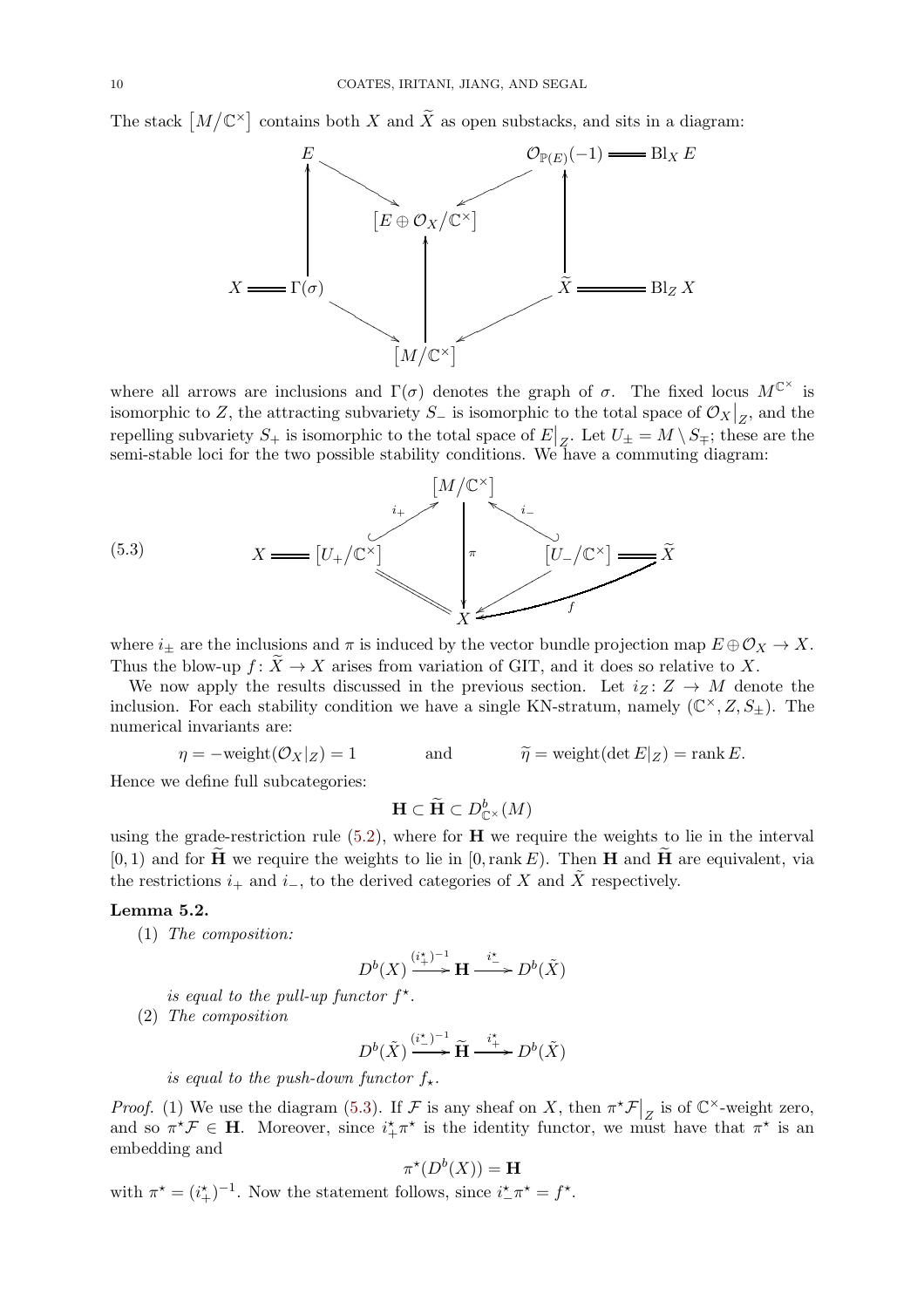The stack $[M/\mathbb{C}^\times]$ contains both $X$ and $\widetilde{X}$ as open substacks, and sits in a diagram:

$$
\begin{array}{ccccc}
E & & & & \mathcal{O}_{\mathbb{P}(E)}(-1) = \mathrm{Bl}_X E \\
\uparrow & \searrow & & \swarrow & \uparrow \\
& & [E \oplus \mathcal{O}_X/\mathbb{C}^\times] & & \\
& & \uparrow & & \\
X = \Gamma(\sigma) & & & & \widetilde{X} = \mathrm{Bl}_Z X \\
& \searrow & & \swarrow & \\
& & [M/\mathbb{C}^\times] & &
\end{array}
$$

where all arrows are inclusions and $\Gamma(\sigma)$ denotes the graph of $\sigma$. The fixed locus $M^{\mathbb{C}^\times}$ is isomorphic to $Z$, the attracting subvariety $S_-$ is isomorphic to the total space of $\mathcal{O}_X\big|_Z$, and the repelling subvariety $S_+$ is isomorphic to the total space of $E\big|_Z$. Let $U_\pm = M \setminus S_\mp$; these are the semi-stable loci for the two possible stability conditions. We have a commuting diagram:

$$
(5.3) \qquad
\begin{array}{ccccc}
& & [M/\mathbb{C}^\times] & & \\
& \overset{i_+}{\nearrow} & \downarrow \pi & \overset{i_-}{\nwarrow} & \\
X = [U_+/\mathbb{C}^\times] & & & & [U_-/\mathbb{C}^\times] = \widetilde{X} \\
& \searrow\!\!= & & \swarrow & \\
& & X & \xleftarrow{\;f\;} & \widetilde{X}
\end{array}
$$

where $i_\pm$ are the inclusions and $\pi$ is induced by the vector bundle projection map $E \oplus \mathcal{O}_X \to X$. Thus the blow-up $f \colon \widetilde{X} \to X$ arises from variation of GIT, and it does so relative to $X$.

We now apply the results discussed in the previous section. Let $i_Z \colon Z \to M$ denote the inclusion. For each stability condition we have a single KN-stratum, namely $(\mathbb{C}^\times, Z, S_\pm)$. The numerical invariants are:

$$
\eta = -\mathrm{weight}(\mathcal{O}_X|_Z) = 1 \qquad \text{and} \qquad \widetilde{\eta} = \mathrm{weight}(\det E|_Z) = \mathrm{rank}\, E.
$$

Hence we define full subcategories:

$$
\mathbf{H} \subset \widetilde{\mathbf{H}} \subset D^b_{\mathbb{C}^\times}(M)
$$

using the grade-restriction rule (5.2), where for $\mathbf{H}$ we require the weights to lie in the interval $[0, 1)$ and for $\widetilde{\mathbf{H}}$ we require the weights to lie in $[0, \mathrm{rank}\, E)$. Then $\mathbf{H}$ and $\widetilde{\mathbf{H}}$ are equivalent, via the restrictions $i_+$ and $i_-$, to the derived categories of $X$ and $\tilde{X}$ respectively.

**Lemma 5.2.**

(1) *The composition:*

$$
D^b(X) \xrightarrow{(i_+^\star)^{-1}} \mathbf{H} \xrightarrow{i_-^\star} D^b(\tilde{X})
$$

*is equal to the pull-up functor $f^\star$.*

(2) *The composition*

$$
D^b(\tilde{X}) \xrightarrow{(i_-^\star)^{-1}} \widetilde{\mathbf{H}} \xrightarrow{i_+^\star} D^b(\tilde{X})
$$

*is equal to the push-down functor $f_\star$.*

*Proof.* (1) We use the diagram (5.3). If $\mathcal{F}$ is any sheaf on $X$, then $\pi^\star \mathcal{F}\big|_Z$ is of $\mathbb{C}^\times$-weight zero, and so $\pi^\star \mathcal{F} \in \mathbf{H}$. Moreover, since $i_+^\star \pi^\star$ is the identity functor, we must have that $\pi^\star$ is an embedding and

$$
\pi^\star(D^b(X)) = \mathbf{H}
$$

with $\pi^\star = (i_+^\star)^{-1}$. Now the statement follows, since $i_-^\star \pi^\star = f^\star$.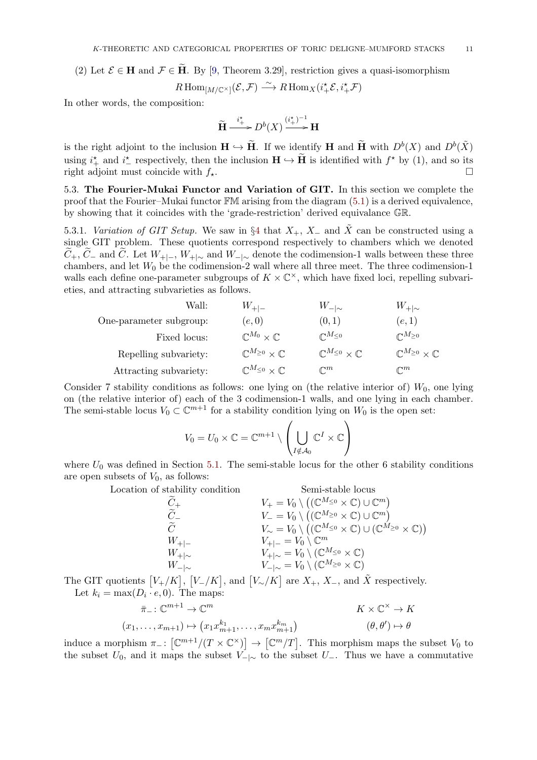(2) Let $\mathcal{E} \in \mathbf{H}$ and $\mathcal{F} \in \widetilde{\mathbf{H}}$. By [9, Theorem 3.29], restriction gives a quasi-isomorphism

$$R\operatorname{Hom}_{[M/\mathbb{C}^\times]}(\mathcal{E}, \mathcal{F}) \xrightarrow{\sim} R\operatorname{Hom}_X(i_+^\star \mathcal{E}, i_+^\star \mathcal{F})$$

In other words, the composition:

$$\widetilde{\mathbf{H}} \xrightarrow{i_+^\star} D^b(X) \xrightarrow{(i_+^\star)^{-1}} \mathbf{H}$$

is the right adjoint to the inclusion $\mathbf{H} \hookrightarrow \widetilde{\mathbf{H}}$. If we identify $\mathbf{H}$ and $\widetilde{\mathbf{H}}$ with $D^b(X)$ and $D^b(\tilde{X})$ using $i_+^\star$ and $i_-^\star$ respectively, then the inclusion $\mathbf{H} \hookrightarrow \widetilde{\mathbf{H}}$ is identified with $f^\star$ by (1), and so its right adjoint must coincide with $f_\star$. □

5.3. **The Fourier-Mukai Functor and Variation of GIT.** In this section we complete the proof that the Fourier–Mukai functor $\mathbb{FM}$ arising from the diagram (5.1) is a derived equivalence, by showing that it coincides with the 'grade-restriction' derived equivalance $\mathbb{GR}$.

5.3.1. *Variation of GIT Setup.* We saw in §4 that $X_+$, $X_-$ and $\tilde{X}$ can be constructed using a single GIT problem. These quotients correspond respectively to chambers which we denoted $\widetilde{C}_+$, $\widetilde{C}_-$ and $\widetilde{C}$. Let $W_{+|-}$, $W_{+|\sim}$ and $W_{-|\sim}$ denote the codimension-1 walls between these three chambers, and let $W_0$ be the codimension-2 wall where all three meet. The three codimension-1 walls each define one-parameter subgroups of $K \times \mathbb{C}^\times$, which have fixed loci, repelling subvarieties, and attracting subvarieties as follows.

| Wall: | $W_{+\mid -}$ | $W_{-\mid\sim}$ | $W_{+\mid\sim}$ |
|---|---|---|---|
| One-parameter subgroup: | $(e,0)$ | $(0,1)$ | $(e,1)$ |
| Fixed locus: | $\mathbb{C}^{M_0} \times \mathbb{C}$ | $\mathbb{C}^{M_{\leq 0}}$ | $\mathbb{C}^{M_{\geq 0}}$ |
| Repelling subvariety: | $\mathbb{C}^{M_{\geq 0}} \times \mathbb{C}$ | $\mathbb{C}^{M_{\leq 0}} \times \mathbb{C}$ | $\mathbb{C}^{M_{\geq 0}} \times \mathbb{C}$ |
| Attracting subvariety: | $\mathbb{C}^{M_{\leq 0}} \times \mathbb{C}$ | $\mathbb{C}^m$ | $\mathbb{C}^m$ |

Consider 7 stability conditions as follows: one lying on (the relative interior of) $W_0$, one lying on (the relative interior of) each of the 3 codimension-1 walls, and one lying in each chamber. The semi-stable locus $V_0 \subset \mathbb{C}^{m+1}$ for a stability condition lying on $W_0$ is the open set:

$$V_0 = U_0 \times \mathbb{C} = \mathbb{C}^{m+1} \setminus \left( \bigcup_{I \notin \mathcal{A}_0} \mathbb{C}^I \times \mathbb{C} \right)$$

where $U_0$ was defined in Section 5.1. The semi-stable locus for the other 6 stability conditions are open subsets of $V_0$, as follows:

| Location of stability condition | Semi-stable locus |
|---|---|
| $\widetilde{C}_+$ | $V_+ = V_0 \setminus \left( (\mathbb{C}^{M_{\leq 0}} \times \mathbb{C}) \cup \mathbb{C}^m \right)$ |
| $\widetilde{C}_-$ | $V_- = V_0 \setminus \left( (\mathbb{C}^{M_{\geq 0}} \times \mathbb{C}) \cup \mathbb{C}^m \right)$ |
| $\widetilde{C}$ | $V_\sim = V_0 \setminus \left( (\mathbb{C}^{M_{\leq 0}} \times \mathbb{C}) \cup (\mathbb{C}^{M_{\geq 0}} \times \mathbb{C}) \right)$ |
| $W_{+\mid -}$ | $V_{+\mid -} = V_0 \setminus \mathbb{C}^m$ |
| $W_{+\mid\sim}$ | $V_{+\mid\sim} = V_0 \setminus (\mathbb{C}^{M_{\leq 0}} \times \mathbb{C})$ |
| $W_{-\mid\sim}$ | $V_{-\mid\sim} = V_0 \setminus (\mathbb{C}^{M_{\geq 0}} \times \mathbb{C})$ |

The GIT quotients $[V_+/K]$, $[V_-/K]$, and $[V_\sim/K]$ are $X_+$, $X_-$, and $\tilde{X}$ respectively.

Let $k_i = \max(D_i \cdot e, 0)$. The maps:

$$\bar{\pi}_- \colon \mathbb{C}^{m+1} \to \mathbb{C}^m \qquad\qquad K \times \mathbb{C}^\times \to K$$

$$(x_1, \ldots, x_{m+1}) \mapsto \left( x_1 x_{m+1}^{k_1}, \ldots, x_m x_{m+1}^{k_m} \right) \qquad\qquad (\theta, \theta') \mapsto \theta$$

induce a morphism $\pi_- \colon \left[ \mathbb{C}^{m+1}/(T \times \mathbb{C}^\times) \right] \to \left[ \mathbb{C}^m/T \right]$. This morphism maps the subset $V_0$ to the subset $U_0$, and it maps the subset $V_{-|\sim}$ to the subset $U_-$. Thus we have a commutative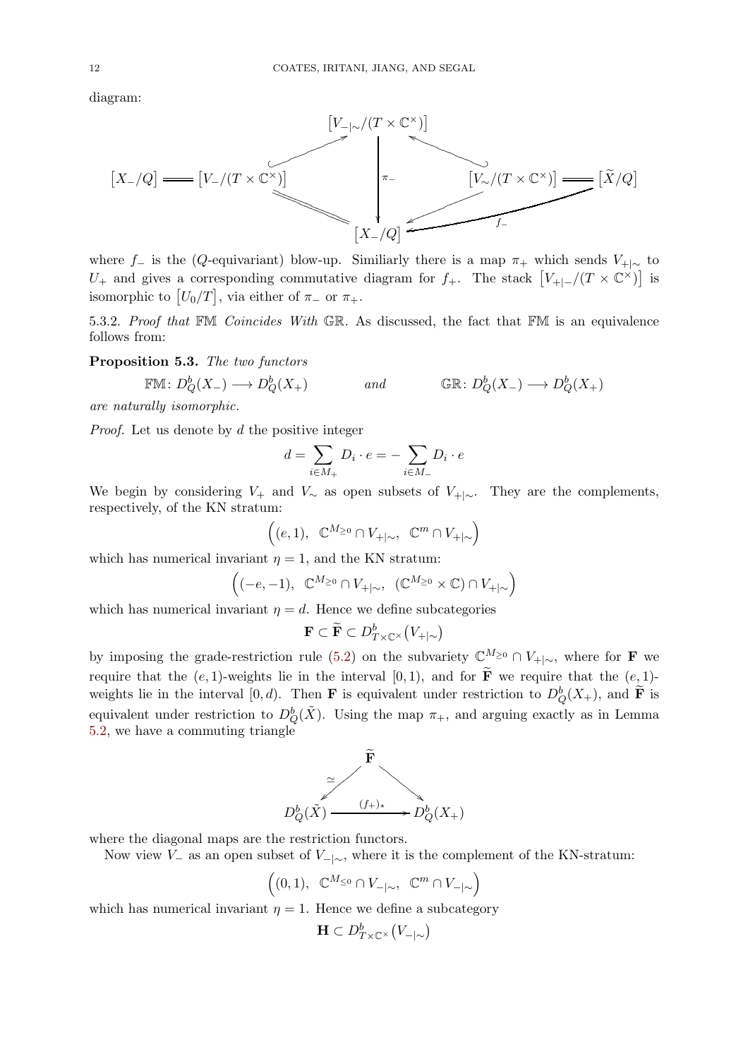diagram:

$$
\begin{array}{ccccc}
 & & [V_{-|\sim}/(T\times\mathbb{C}^\times)] & & \\
 & \nearrow & & \nwarrow & \\
[X_-/Q] = [V_-/(T\times\mathbb{C}^\times)] & & \Big\downarrow \pi_- & & [V_\sim/(T\times\mathbb{C}^\times)] = [\widetilde{X}/Q] \\
 & \searrow\!\!\!= & & \swarrow & \\
 & & [X_-/Q] & \xleftarrow{\;f_-\;} & 
\end{array}
$$

where $f_-$ is the ($Q$-equivariant) blow-up. Similiarly there is a map $\pi_+$ which sends $V_{+|\sim}$ to $U_+$ and gives a corresponding commutative diagram for $f_+$. The stack $\left[V_{+|-}/(T\times\mathbb{C}^\times)\right]$ is isomorphic to $\left[U_0/T\right]$, via either of $\pi_-$ or $\pi_+$.

5.3.2. *Proof that* $\mathbb{FM}$ *Coincides With* $\mathbb{GR}$. As discussed, the fact that $\mathbb{FM}$ is an equivalence follows from:

**Proposition 5.3.** *The two functors*

$$\mathbb{FM}\colon D^b_Q(X_-) \longrightarrow D^b_Q(X_+) \qquad\qquad \textit{and} \qquad\qquad \mathbb{GR}\colon D^b_Q(X_-) \longrightarrow D^b_Q(X_+)$$

*are naturally isomorphic.*

*Proof.* Let us denote by $d$ the positive integer

$$d = \sum_{i\in M_+} D_i\cdot e = -\sum_{i\in M_-} D_i\cdot e$$

We begin by considering $V_+$ and $V_\sim$ as open subsets of $V_{+|\sim}$. They are the complements, respectively, of the KN stratum:

$$\Big((e,1),\ \ \mathbb{C}^{M_{\geq 0}}\cap V_{+|\sim},\ \ \mathbb{C}^m\cap V_{+|\sim}\Big)$$

which has numerical invariant $\eta = 1$, and the KN stratum:

$$\Big((-e,-1),\ \ \mathbb{C}^{M_{\geq 0}}\cap V_{+|\sim},\ \ (\mathbb{C}^{M_{\geq 0}}\times\mathbb{C})\cap V_{+|\sim}\Big)$$

which has numerical invariant $\eta = d$. Hence we define subcategories

$$\mathbf{F}\subset\widetilde{\mathbf{F}}\subset D^b_{T\times\mathbb{C}^\times}\big(V_{+|\sim}\big)$$

by imposing the grade-restriction rule (5.2) on the subvariety $\mathbb{C}^{M_{\geq 0}}\cap V_{+|\sim}$, where for $\mathbf{F}$ we require that the $(e,1)$-weights lie in the interval $[0,1)$, and for $\widetilde{\mathbf{F}}$ we require that the $(e,1)$-weights lie in the interval $[0,d)$. Then $\mathbf{F}$ is equivalent under restriction to $D^b_Q(X_+)$, and $\widetilde{\mathbf{F}}$ is equivalent under restriction to $D^b_Q(\tilde{X})$. Using the map $\pi_+$, and arguing exactly as in Lemma 5.2, we have a commuting triangle

$$
\begin{array}{ccc}
 & \widetilde{\mathbf{F}} & \\
 \swarrow\simeq & & \searrow \\
D^b_Q(\tilde{X}) & \xrightarrow{\;(f_+)_*\;} & D^b_Q(X_+)
\end{array}
$$

where the diagonal maps are the restriction functors.

Now view $V_-$ as an open subset of $V_{-|\sim}$, where it is the complement of the KN-stratum:

$$\Big((0,1),\ \ \mathbb{C}^{M_{\leq 0}}\cap V_{-|\sim},\ \ \mathbb{C}^m\cap V_{-|\sim}\Big)$$

which has numerical invariant $\eta = 1$. Hence we define a subcategory

$$\mathbf{H}\subset D^b_{T\times\mathbb{C}^\times}\big(V_{-|\sim}\big)$$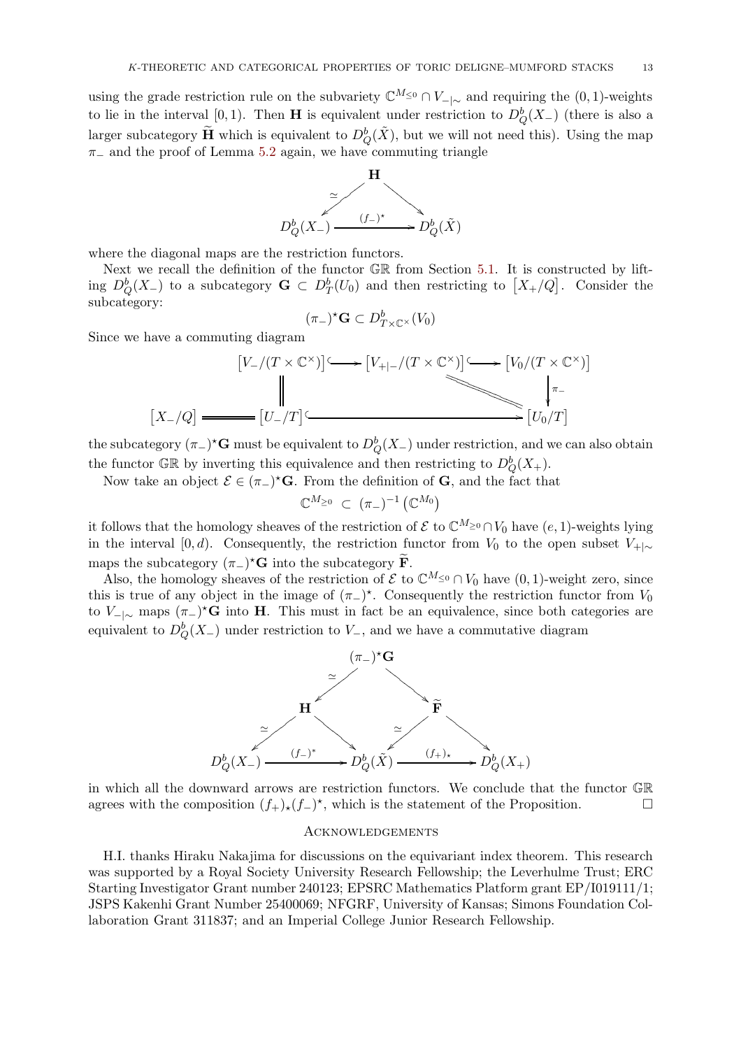using the grade restriction rule on the subvariety $\mathbb{C}^{M_{\leq 0}} \cap V_{-|\sim}$ and requiring the $(0,1)$-weights to lie in the interval $[0,1)$. Then $\mathbf{H}$ is equivalent under restriction to $D^b_Q(X_-)$ (there is also a larger subcategory $\widetilde{\mathbf{H}}$ which is equivalent to $D^b_Q(\tilde{X})$, but we will not need this). Using the map $\pi_-$ and the proof of Lemma 5.2 again, we have commuting triangle

$$\begin{array}{ccc} & \mathbf{H} & \\ \stackrel{\simeq}{\swarrow} & & \searrow \\ D^b_Q(X_-) & \xrightarrow{(f_-)^\star} & D^b_Q(\tilde{X}) \end{array}$$

where the diagonal maps are the restriction functors.

Next we recall the definition of the functor $\mathbb{GR}$ from Section 5.1. It is constructed by lifting $D^b_Q(X_-)$ to a subcategory $\mathbf{G} \subset D^b_T(U_0)$ and then restricting to $\left[X_+/Q\right]$. Consider the subcategory:

$$(\pi_-)^\star \mathbf{G} \subset D^b_{T\times\mathbb{C}^\times}(V_0)$$

Since we have a commuting diagram

$$\begin{array}{ccccc} & \left[V_-/(T\times\mathbb{C}^\times)\right] & \hookrightarrow & \left[V_{+|-}/(T\times\mathbb{C}^\times)\right] \hookrightarrow & \left[V_0/(T\times\mathbb{C}^\times)\right] \\ & \| & & & \downarrow \pi_- \\ \left[X_-/Q\right] = & \left[U_-/T\right] & \hookrightarrow & & \left[U_0/T\right] \end{array}$$

the subcategory $(\pi_-)^\star \mathbf{G}$ must be equivalent to $D^b_Q(X_-)$ under restriction, and we can also obtain the functor $\mathbb{GR}$ by inverting this equivalence and then restricting to $D^b_Q(X_+)$.

Now take an object $\mathcal{E} \in (\pi_-)^\star \mathbf{G}$. From the definition of $\mathbf{G}$, and the fact that

$$\mathbb{C}^{M_{\geq 0}} \subset (\pi_-)^{-1}\left(\mathbb{C}^{M_0}\right)$$

it follows that the homology sheaves of the restriction of $\mathcal{E}$ to $\mathbb{C}^{M_{\geq 0}} \cap V_0$ have $(e,1)$-weights lying in the interval $[0,d)$. Consequently, the restriction functor from $V_0$ to the open subset $V_{+|\sim}$ maps the subcategory $(\pi_-)^\star \mathbf{G}$ into the subcategory $\widetilde{\mathbf{F}}$.

Also, the homology sheaves of the restriction of $\mathcal{E}$ to $\mathbb{C}^{M_{\leq 0}} \cap V_0$ have $(0,1)$-weight zero, since this is true of any object in the image of $(\pi_-)^\star$. Consequently the restriction functor from $V_0$ to $V_{-|\sim}$ maps $(\pi_-)^\star \mathbf{G}$ into $\mathbf{H}$. This must in fact be an equivalence, since both categories are equivalent to $D^b_Q(X_-)$ under restriction to $V_-$, and we have a commutative diagram

$$\begin{array}{ccccccc} & & & (\pi_-)^\star \mathbf{G} & & & \\ & & \stackrel{\simeq}{\swarrow} & & \searrow & & \\ & \mathbf{H} & & & & \widetilde{\mathbf{F}} & \\ \stackrel{\simeq}{\swarrow} & & \searrow & & \stackrel{\simeq}{\swarrow} & & \searrow \\ D^b_Q(X_-) & & \xrightarrow{(f_-)^\star} & D^b_Q(\tilde{X}) & \xrightarrow{(f_+)_\star} & & D^b_Q(X_+) \end{array}$$

in which all the downward arrows are restriction functors. We conclude that the functor $\mathbb{GR}$ agrees with the composition $(f_+)_\star(f_-)^\star$, which is the statement of the Proposition. $\square$

## Acknowledgements

H.I. thanks Hiraku Nakajima for discussions on the equivariant index theorem. This research was supported by a Royal Society University Research Fellowship; the Leverhulme Trust; ERC Starting Investigator Grant number 240123; EPSRC Mathematics Platform grant EP/I019111/1; JSPS Kakenhi Grant Number 25400069; NFGRF, University of Kansas; Simons Foundation Collaboration Grant 311837; and an Imperial College Junior Research Fellowship.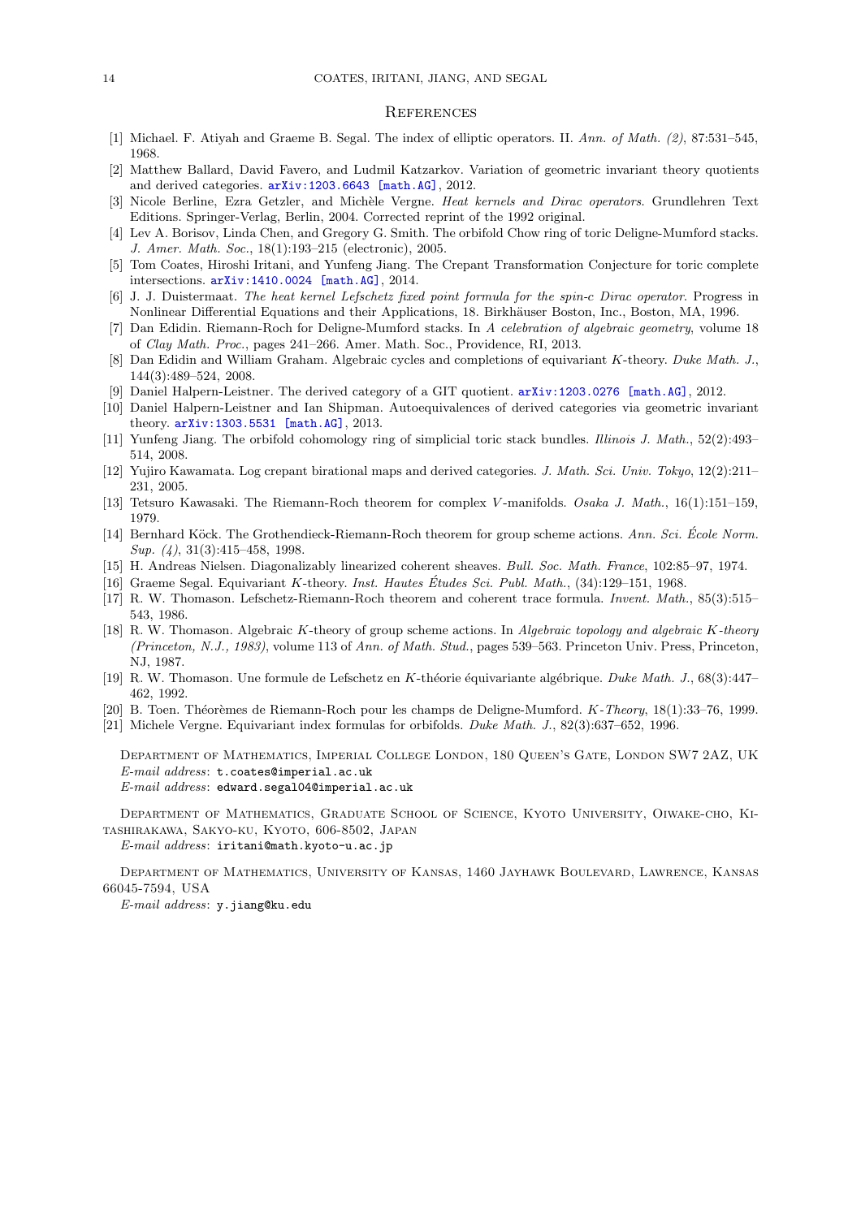## References

[1] Michael. F. Atiyah and Graeme B. Segal. The index of elliptic operators. II. *Ann. of Math. (2)*, 87:531–545, 1968.

[2] Matthew Ballard, David Favero, and Ludmil Katzarkov. Variation of geometric invariant theory quotients and derived categories. arXiv:1203.6643 [math.AG], 2012.

[3] Nicole Berline, Ezra Getzler, and Michèle Vergne. *Heat kernels and Dirac operators*. Grundlehren Text Editions. Springer-Verlag, Berlin, 2004. Corrected reprint of the 1992 original.

[4] Lev A. Borisov, Linda Chen, and Gregory G. Smith. The orbifold Chow ring of toric Deligne-Mumford stacks. *J. Amer. Math. Soc.*, 18(1):193–215 (electronic), 2005.

[5] Tom Coates, Hiroshi Iritani, and Yunfeng Jiang. The Crepant Transformation Conjecture for toric complete intersections. arXiv:1410.0024 [math.AG], 2014.

[6] J. J. Duistermaat. *The heat kernel Lefschetz fixed point formula for the spin-c Dirac operator*. Progress in Nonlinear Differential Equations and their Applications, 18. Birkhäuser Boston, Inc., Boston, MA, 1996.

[7] Dan Edidin. Riemann-Roch for Deligne-Mumford stacks. In *A celebration of algebraic geometry*, volume 18 of *Clay Math. Proc.*, pages 241–266. Amer. Math. Soc., Providence, RI, 2013.

[8] Dan Edidin and William Graham. Algebraic cycles and completions of equivariant $K$-theory. *Duke Math. J.*, 144(3):489–524, 2008.

[9] Daniel Halpern-Leistner. The derived category of a GIT quotient. arXiv:1203.0276 [math.AG], 2012.

[10] Daniel Halpern-Leistner and Ian Shipman. Autoequivalences of derived categories via geometric invariant theory. arXiv:1303.5531 [math.AG], 2013.

[11] Yunfeng Jiang. The orbifold cohomology ring of simplicial toric stack bundles. *Illinois J. Math.*, 52(2):493–514, 2008.

[12] Yujiro Kawamata. Log crepant birational maps and derived categories. *J. Math. Sci. Univ. Tokyo*, 12(2):211–231, 2005.

[13] Tetsuro Kawasaki. The Riemann-Roch theorem for complex $V$-manifolds. *Osaka J. Math.*, 16(1):151–159, 1979.

[14] Bernhard Köck. The Grothendieck-Riemann-Roch theorem for group scheme actions. *Ann. Sci. École Norm. Sup. (4)*, 31(3):415–458, 1998.

[15] H. Andreas Nielsen. Diagonalizably linearized coherent sheaves. *Bull. Soc. Math. France*, 102:85–97, 1974.

[16] Graeme Segal. Equivariant $K$-theory. *Inst. Hautes Études Sci. Publ. Math.*, (34):129–151, 1968.

[17] R. W. Thomason. Lefschetz-Riemann-Roch theorem and coherent trace formula. *Invent. Math.*, 85(3):515–543, 1986.

[18] R. W. Thomason. Algebraic $K$-theory of group scheme actions. In *Algebraic topology and algebraic $K$-theory (Princeton, N.J., 1983)*, volume 113 of *Ann. of Math. Stud.*, pages 539–563. Princeton Univ. Press, Princeton, NJ, 1987.

[19] R. W. Thomason. Une formule de Lefschetz en $K$-théorie équivariante algébrique. *Duke Math. J.*, 68(3):447–462, 1992.

[20] B. Toen. Théorèmes de Riemann-Roch pour les champs de Deligne-Mumford. *$K$-Theory*, 18(1):33–76, 1999.

[21] Michele Vergne. Equivariant index formulas for orbifolds. *Duke Math. J.*, 82(3):637–652, 1996.

Department of Mathematics, Imperial College London, 180 Queen's Gate, London SW7 2AZ, UK
*E-mail address*: t.coates@imperial.ac.uk
*E-mail address*: edward.segal04@imperial.ac.uk

Department of Mathematics, Graduate School of Science, Kyoto University, Oiwake-cho, Kitashirakawa, Sakyo-ku, Kyoto, 606-8502, Japan
*E-mail address*: iritani@math.kyoto-u.ac.jp

Department of Mathematics, University of Kansas, 1460 Jayhawk Boulevard, Lawrence, Kansas 66045-7594, USA
*E-mail address*: y.jiang@ku.edu